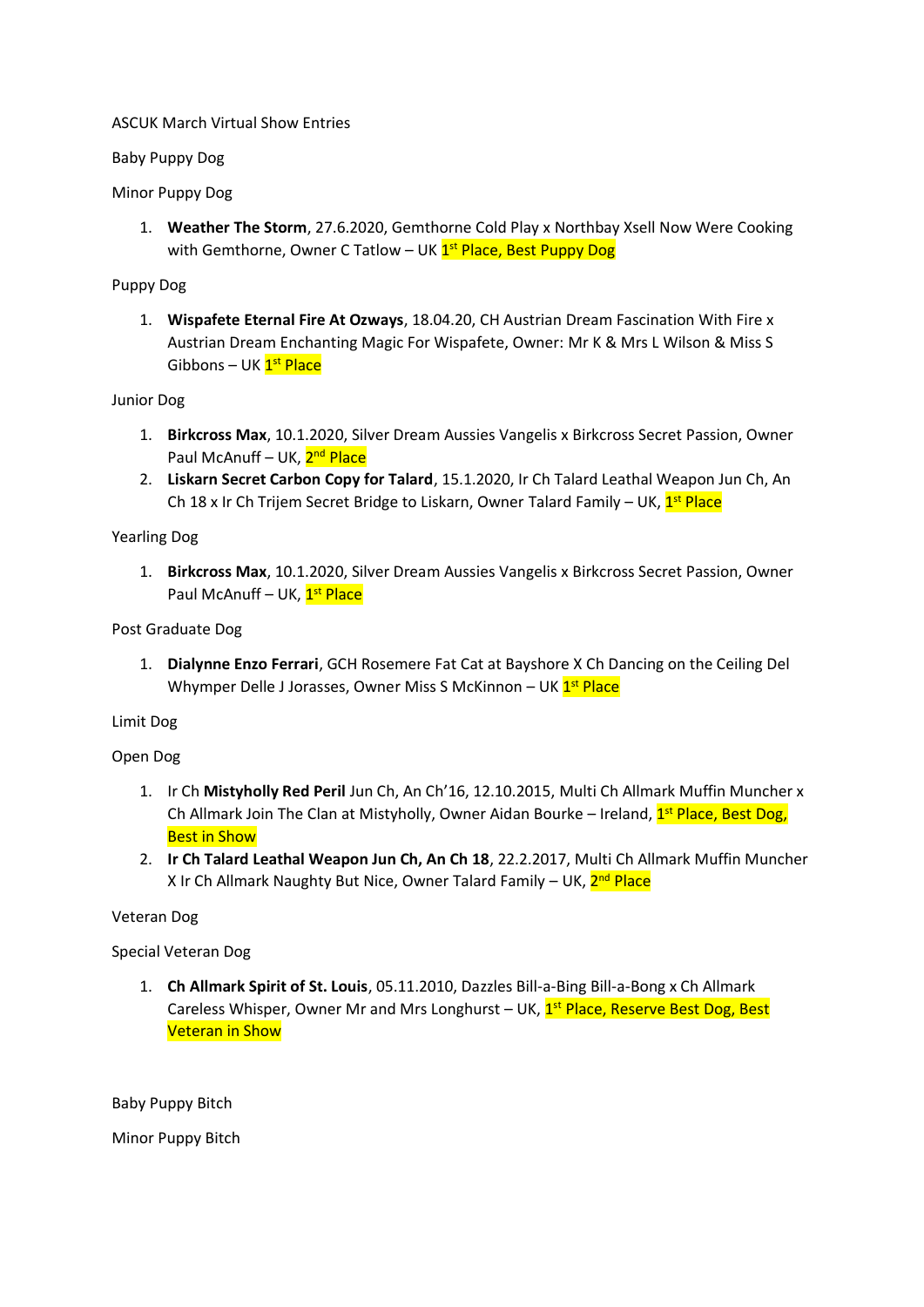ASCUK March Virtual Show Entries

Baby Puppy Dog

Minor Puppy Dog

1. **Weather The Storm**, 27.6.2020, Gemthorne Cold Play x Northbay Xsell Now Were Cooking with Gemthorne, Owner C Tatlow – UK 1st Place, Best Puppy Dog

Puppy Dog

1. **Wispafete Eternal Fire At Ozways**, 18.04.20, CH Austrian Dream Fascination With Fire x Austrian Dream Enchanting Magic For Wispafete, Owner: Mr K & Mrs L Wilson & Miss S Gibbons – UK 1st Place

Junior Dog

1. **Birkcross Max**, 10.1.2020, Silver Dream Aussies Vangelis x Birkcross Secret Passion, Owner Paul McAnuff – UK, 2nd Place
2. **Liskarn Secret Carbon Copy for Talard**, 15.1.2020, Ir Ch Talard Leathal Weapon Jun Ch, An Ch 18 x Ir Ch Trijem Secret Bridge to Liskarn, Owner Talard Family – UK, 1st Place

Yearling Dog

1. **Birkcross Max**, 10.1.2020, Silver Dream Aussies Vangelis x Birkcross Secret Passion, Owner Paul McAnuff – UK, 1st Place

Post Graduate Dog

1. **Dialynne Enzo Ferrari**, GCH Rosemere Fat Cat at Bayshore X Ch Dancing on the Ceiling Del Whymper Delle J Jorasses, Owner Miss S McKinnon – UK 1st Place

Limit Dog

Open Dog

1. Ir Ch **Mistyholly Red Peril** Jun Ch, An Ch'16, 12.10.2015, Multi Ch Allmark Muffin Muncher x Ch Allmark Join The Clan at Mistyholly, Owner Aidan Bourke – Ireland, 1st Place, Best Dog, Best in Show
2. **Ir Ch Talard Leathal Weapon Jun Ch, An Ch 18**, 22.2.2017, Multi Ch Allmark Muffin Muncher X Ir Ch Allmark Naughty But Nice, Owner Talard Family – UK, 2nd Place

Veteran Dog

Special Veteran Dog

1. **Ch Allmark Spirit of St. Louis**, 05.11.2010, Dazzles Bill-a-Bing Bill-a-Bong x Ch Allmark Careless Whisper, Owner Mr and Mrs Longhurst – UK, 1st Place, Reserve Best Dog, Best Veteran in Show

Baby Puppy Bitch

Minor Puppy Bitch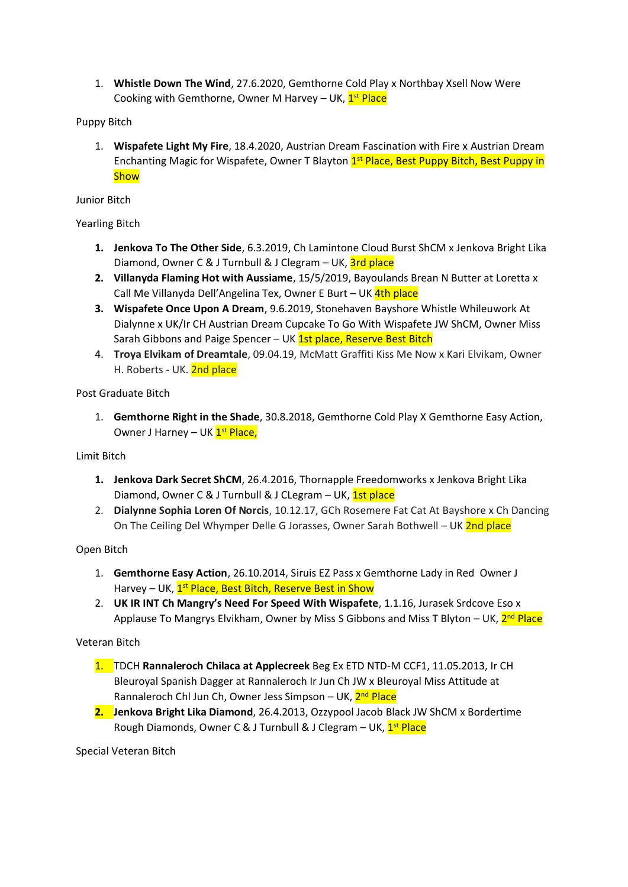1. **Whistle Down The Wind**, 27.6.2020, Gemthorne Cold Play x Northbay Xsell Now Were Cooking with Gemthorne, Owner M Harvey – UK, 1st Place

Puppy Bitch

1. **Wispafete Light My Fire**, 18.4.2020, Austrian Dream Fascination with Fire x Austrian Dream Enchanting Magic for Wispafete, Owner T Blayton 1st Place, Best Puppy Bitch, Best Puppy in Show

Junior Bitch

Yearling Bitch

1. **Jenkova To The Other Side**, 6.3.2019, Ch Lamintone Cloud Burst ShCM x Jenkova Bright Lika Diamond, Owner C & J Turnbull & J Clegram – UK, 3rd place
2. **Villanyda Flaming Hot with Aussiame**, 15/5/2019, Bayoulands Brean N Butter at Loretta x Call Me Villanyda Dell'Angelina Tex, Owner E Burt – UK 4th place
3. **Wispafete Once Upon A Dream**, 9.6.2019, Stonehaven Bayshore Whistle Whileuwork At Dialynne x UK/Ir CH Austrian Dream Cupcake To Go With Wispafete JW ShCM, Owner Miss Sarah Gibbons and Paige Spencer – UK 1st place, Reserve Best Bitch
4. **Troya Elvikam of Dreamtale**, 09.04.19, McMatt Graffiti Kiss Me Now x Kari Elvikam, Owner H. Roberts - UK. 2nd place

Post Graduate Bitch

1. **Gemthorne Right in the Shade**, 30.8.2018, Gemthorne Cold Play X Gemthorne Easy Action, Owner J Harney – UK 1st Place,

Limit Bitch

1. **Jenkova Dark Secret ShCM**, 26.4.2016, Thornapple Freedomworks x Jenkova Bright Lika Diamond, Owner C & J Turnbull & J CLegram – UK, 1st place
2. **Dialynne Sophia Loren Of Norcis**, 10.12.17, GCh Rosemere Fat Cat At Bayshore x Ch Dancing On The Ceiling Del Whymper Delle G Jorasses, Owner Sarah Bothwell – UK 2nd place

Open Bitch

1. **Gemthorne Easy Action**, 26.10.2014, Siruis EZ Pass x Gemthorne Lady in Red Owner J Harvey – UK, 1st Place, Best Bitch, Reserve Best in Show
2. **UK IR INT Ch Mangry's Need For Speed With Wispafete**, 1.1.16, Jurasek Srdcove Eso x Applause To Mangrys Elvikham, Owner by Miss S Gibbons and Miss T Blyton – UK, 2nd Place

Veteran Bitch

1. TDCH **Rannaleroch Chilaca at Applecreek** Beg Ex ETD NTD-M CCF1, 11.05.2013, Ir CH Bleuroyal Spanish Dagger at Rannaleroch Ir Jun Ch JW x Bleuroyal Miss Attitude at Rannaleroch Chl Jun Ch, Owner Jess Simpson – UK, 2nd Place
2. **Jenkova Bright Lika Diamond**, 26.4.2013, Ozzypool Jacob Black JW ShCM x Bordertime Rough Diamonds, Owner C & J Turnbull & J Clegram – UK, 1st Place

Special Veteran Bitch